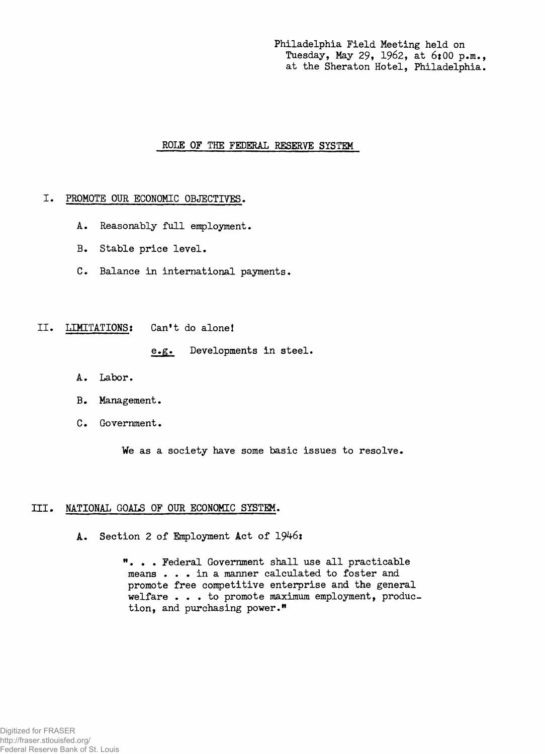Philadelphia Field Meeting held on
Tuesday, May 29, 1962, at 6:00 p.m.,
at the Sheraton Hotel, Philadelphia.

# ROLE OF THE FEDERAL RESERVE SYSTEM

## I. PROMOTE OUR ECONOMIC OBJECTIVES.

A. Reasonably full employment.

B. Stable price level.

C. Balance in international payments.

## II. LIMITATIONS: Can't do alone!

*e.g.* Developments in steel.

A. Labor.

B. Management.

C. Government.

We as a society have some basic issues to resolve.

## III. NATIONAL GOALS OF OUR ECONOMIC SYSTEM.

A. Section 2 of Employment Act of 1946:

> ". . . Federal Government shall use all practicable means . . . in a manner calculated to foster and promote free competitive enterprise and the general welfare . . . to promote maximum employment, production, and purchasing power."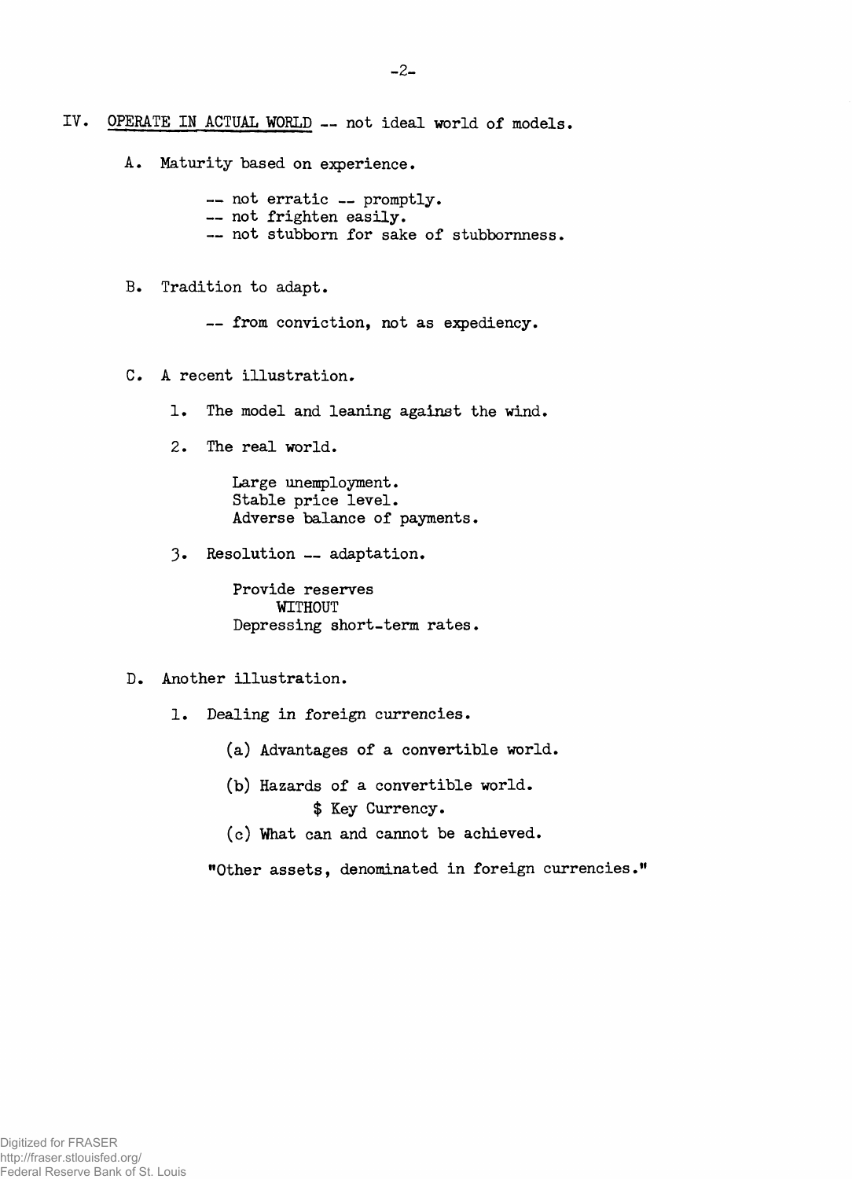IV. <u>OPERATE IN ACTUAL WORLD</u> -- not ideal world of models.

A. Maturity based on experience.

-- not erratic -- promptly.
-- not frighten easily.
-- not stubborn for sake of stubbornness.

B. Tradition to adapt.

-- from conviction, not as expediency.

C. A recent illustration.

1. The model and leaning against the wind.

2. The real world.

Large unemployment.
Stable price level.
Adverse balance of payments.

3. Resolution -- adaptation.

Provide reserves
WITHOUT
Depressing short-term rates.

D. Another illustration.

1. Dealing in foreign currencies.

(a) Advantages of a convertible world.

(b) Hazards of a convertible world.
$ Key Currency.

(c) What can and cannot be achieved.

"Other assets, denominated in foreign currencies."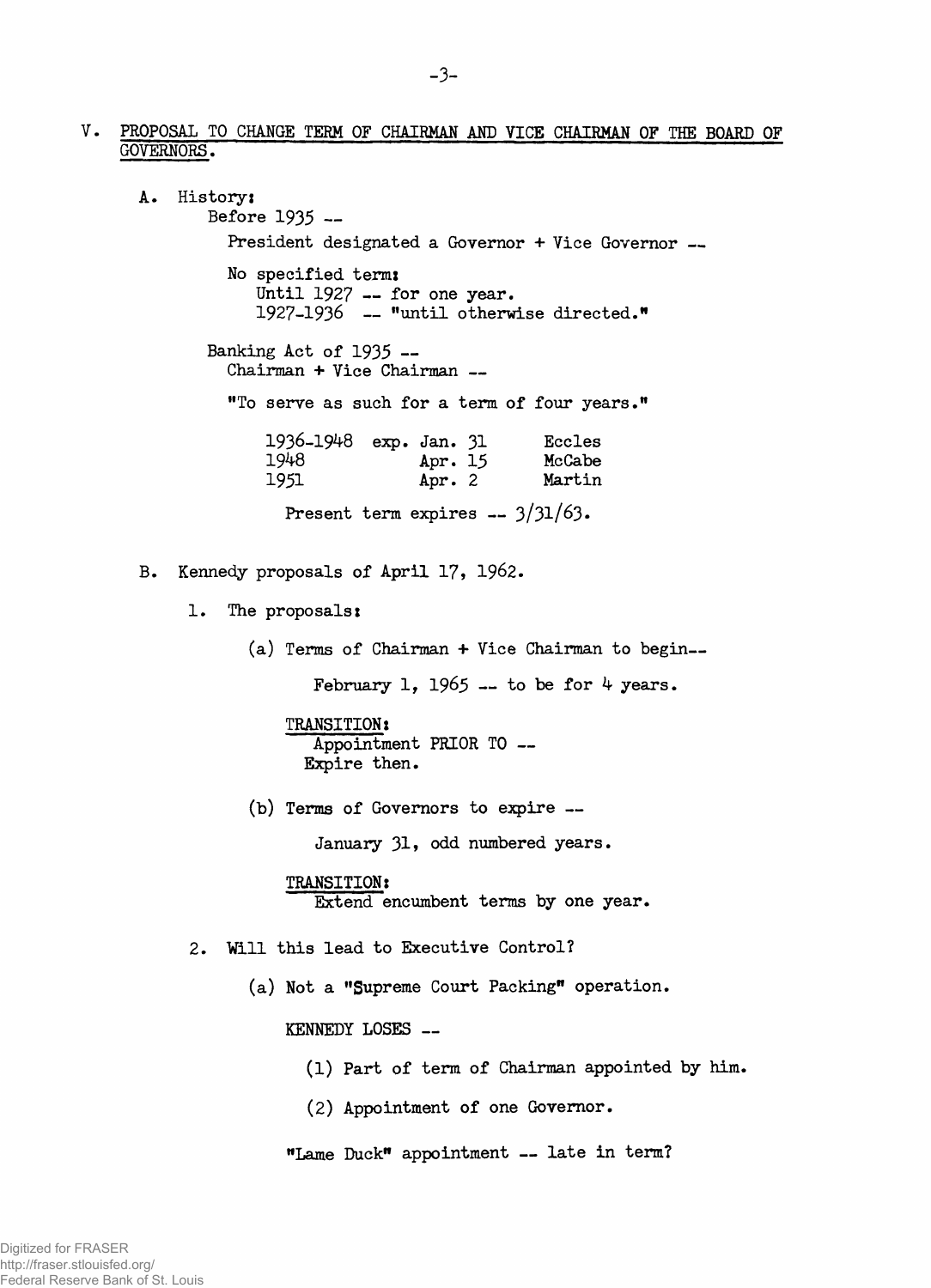## V. PROPOSAL TO CHANGE TERM OF CHAIRMAN AND VICE CHAIRMAN OF THE BOARD OF GOVERNORS.

**A.** History:

Before 1935 --

President designated a Governor + Vice Governor --

No specified term:
- Until 1927 -- for one year.
- 1927-1936 -- "until otherwise directed."

Banking Act of 1935 --
Chairman + Vice Chairman --

"To serve as such for a term of four years."

| | | |
|---|---|---|
| 1936-1948 | exp. Jan. 31 | Eccles |
| 1948 | Apr. 15 | McCabe |
| 1951 | Apr. 2 | Martin |

Present term expires -- 3/31/63.

**B.** Kennedy proposals of April 17, 1962.

1. The proposals:

    (a) Terms of Chairman + Vice Chairman to begin--

    February 1, 1965 -- to be for 4 years.

    TRANSITION:
    Appointment PRIOR TO --
    Expire then.

    (b) Terms of Governors to expire --

    January 31, odd numbered years.

    TRANSITION:
    Extend encumbent terms by one year.

2. Will this lead to Executive Control?

    (a) Not a "Supreme Court Packing" operation.

    KENNEDY LOSES --

    (1) Part of term of Chairman appointed by him.

    (2) Appointment of one Governor.

    "Lame Duck" appointment -- late in term?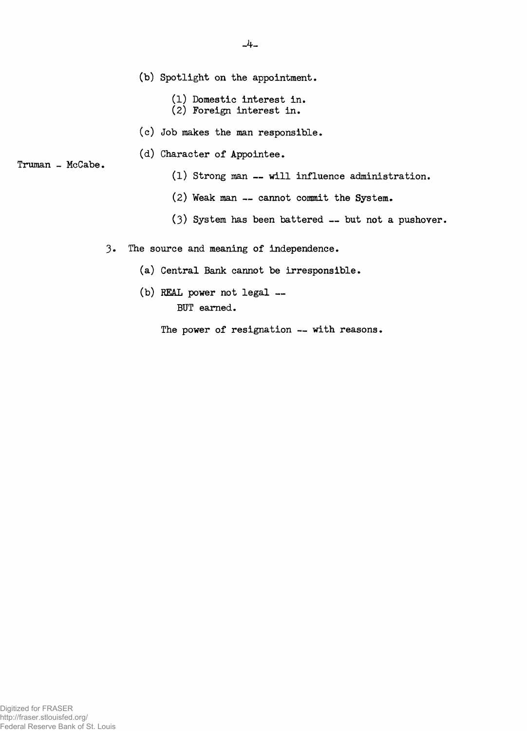(b) Spotlight on the appointment.

  (1) Domestic interest in.
  (2) Foreign interest in.

(c) Job makes the man responsible.

(d) Character of Appointee.

Truman - McCabe.

  (1) Strong man -- will influence administration.

  (2) Weak man -- cannot commit the System.

  (3) System has been battered -- but not a pushover.

3. The source and meaning of independence.

  (a) Central Bank cannot be irresponsible.

  (b) REAL power not legal --
  BUT earned.

  The power of resignation -- with reasons.

Digitized for FRASER
http://fraser.stlouisfed.org/
Federal Reserve Bank of St. Louis